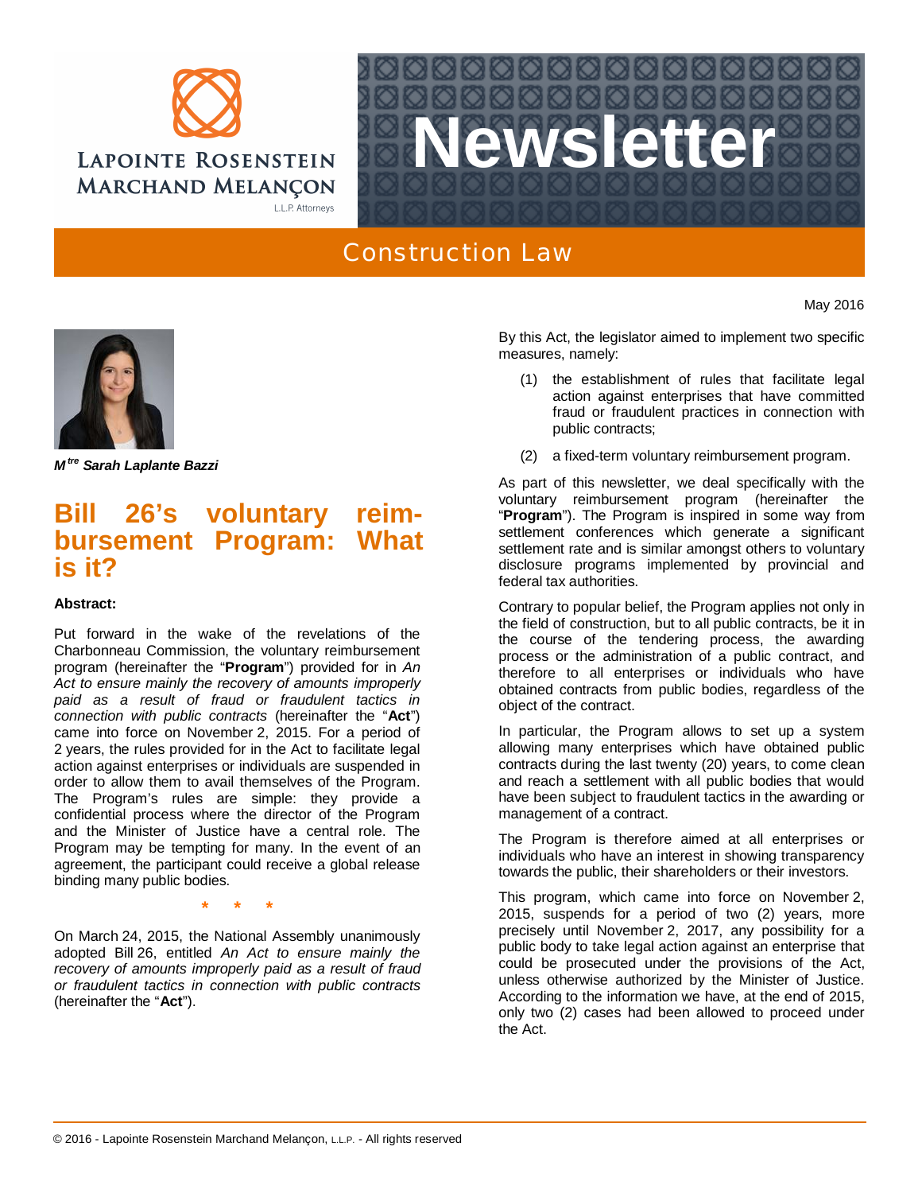Lapointe Rosenstein Marchand Melançon L.L.P. Attorneys

# Newsletter

## Construction Law

May 2016

***M$^{tre}$ Sarah Laplante Bazzi***

# Bill 26's voluntary reimbursement Program: What is it?

**Abstract:**

Put forward in the wake of the revelations of the Charbonneau Commission, the voluntary reimbursement program (hereinafter the "**Program**") provided for in *An Act to ensure mainly the recovery of amounts improperly paid as a result of fraud or fraudulent tactics in connection with public contracts* (hereinafter the "**Act**") came into force on November 2, 2015. For a period of 2 years, the rules provided for in the Act to facilitate legal action against enterprises or individuals are suspended in order to allow them to avail themselves of the Program. The Program's rules are simple: they provide a confidential process where the director of the Program and the Minister of Justice have a central role. The Program may be tempting for many. In the event of an agreement, the participant could receive a global release binding many public bodies.

\* \* \*

On March 24, 2015, the National Assembly unanimously adopted Bill 26, entitled *An Act to ensure mainly the recovery of amounts improperly paid as a result of fraud or fraudulent tactics in connection with public contracts* (hereinafter the "**Act**").

By this Act, the legislator aimed to implement two specific measures, namely:

(1) the establishment of rules that facilitate legal action against enterprises that have committed fraud or fraudulent practices in connection with public contracts;

(2) a fixed-term voluntary reimbursement program.

As part of this newsletter, we deal specifically with the voluntary reimbursement program (hereinafter the "**Program**"). The Program is inspired in some way from settlement conferences which generate a significant settlement rate and is similar amongst others to voluntary disclosure programs implemented by provincial and federal tax authorities.

Contrary to popular belief, the Program applies not only in the field of construction, but to all public contracts, be it in the course of the tendering process, the awarding process or the administration of a public contract, and therefore to all enterprises or individuals who have obtained contracts from public bodies, regardless of the object of the contract.

In particular, the Program allows to set up a system allowing many enterprises which have obtained public contracts during the last twenty (20) years, to come clean and reach a settlement with all public bodies that would have been subject to fraudulent tactics in the awarding or management of a contract.

The Program is therefore aimed at all enterprises or individuals who have an interest in showing transparency towards the public, their shareholders or their investors.

This program, which came into force on November 2, 2015, suspends for a period of two (2) years, more precisely until November 2, 2017, any possibility for a public body to take legal action against an enterprise that could be prosecuted under the provisions of the Act, unless otherwise authorized by the Minister of Justice. According to the information we have, at the end of 2015, only two (2) cases had been allowed to proceed under the Act.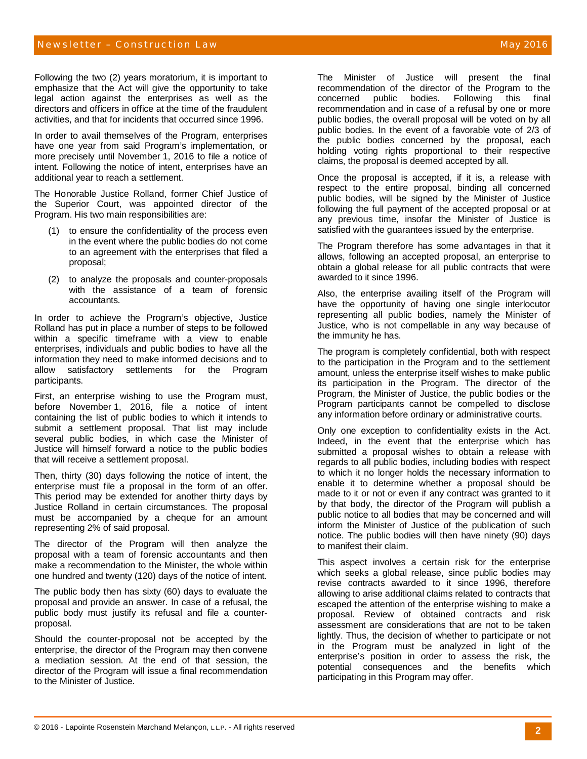Following the two (2) years moratorium, it is important to emphasize that the Act will give the opportunity to take legal action against the enterprises as well as the directors and officers in office at the time of the fraudulent activities, and that for incidents that occurred since 1996.

In order to avail themselves of the Program, enterprises have one year from said Program's implementation, or more precisely until November 1, 2016 to file a notice of intent. Following the notice of intent, enterprises have an additional year to reach a settlement.

The Honorable Justice Rolland, former Chief Justice of the Superior Court, was appointed director of the Program. His two main responsibilities are:

(1) to ensure the confidentiality of the process even in the event where the public bodies do not come to an agreement with the enterprises that filed a proposal;

(2) to analyze the proposals and counter-proposals with the assistance of a team of forensic accountants.

In order to achieve the Program's objective, Justice Rolland has put in place a number of steps to be followed within a specific timeframe with a view to enable enterprises, individuals and public bodies to have all the information they need to make informed decisions and to allow satisfactory settlements for the Program participants.

First, an enterprise wishing to use the Program must, before November 1, 2016, file a notice of intent containing the list of public bodies to which it intends to submit a settlement proposal. That list may include several public bodies, in which case the Minister of Justice will himself forward a notice to the public bodies that will receive a settlement proposal.

Then, thirty (30) days following the notice of intent, the enterprise must file a proposal in the form of an offer. This period may be extended for another thirty days by Justice Rolland in certain circumstances. The proposal must be accompanied by a cheque for an amount representing 2% of said proposal.

The director of the Program will then analyze the proposal with a team of forensic accountants and then make a recommendation to the Minister, the whole within one hundred and twenty (120) days of the notice of intent.

The public body then has sixty (60) days to evaluate the proposal and provide an answer. In case of a refusal, the public body must justify its refusal and file a counter-proposal.

Should the counter-proposal not be accepted by the enterprise, the director of the Program may then convene a mediation session. At the end of that session, the director of the Program will issue a final recommendation to the Minister of Justice.

The Minister of Justice will present the final recommendation of the director of the Program to the concerned public bodies. Following this final recommendation and in case of a refusal by one or more public bodies, the overall proposal will be voted on by all public bodies. In the event of a favorable vote of 2/3 of the public bodies concerned by the proposal, each holding voting rights proportional to their respective claims, the proposal is deemed accepted by all.

Once the proposal is accepted, if it is, a release with respect to the entire proposal, binding all concerned public bodies, will be signed by the Minister of Justice following the full payment of the accepted proposal or at any previous time, insofar the Minister of Justice is satisfied with the guarantees issued by the enterprise.

The Program therefore has some advantages in that it allows, following an accepted proposal, an enterprise to obtain a global release for all public contracts that were awarded to it since 1996.

Also, the enterprise availing itself of the Program will have the opportunity of having one single interlocutor representing all public bodies, namely the Minister of Justice, who is not compellable in any way because of the immunity he has.

The program is completely confidential, both with respect to the participation in the Program and to the settlement amount, unless the enterprise itself wishes to make public its participation in the Program. The director of the Program, the Minister of Justice, the public bodies or the Program participants cannot be compelled to disclose any information before ordinary or administrative courts.

Only one exception to confidentiality exists in the Act. Indeed, in the event that the enterprise which has submitted a proposal wishes to obtain a release with regards to all public bodies, including bodies with respect to which it no longer holds the necessary information to enable it to determine whether a proposal should be made to it or not or even if any contract was granted to it by that body, the director of the Program will publish a public notice to all bodies that may be concerned and will inform the Minister of Justice of the publication of such notice. The public bodies will then have ninety (90) days to manifest their claim.

This aspect involves a certain risk for the enterprise which seeks a global release, since public bodies may revise contracts awarded to it since 1996, therefore allowing to arise additional claims related to contracts that escaped the attention of the enterprise wishing to make a proposal. Review of obtained contracts and risk assessment are considerations that are not to be taken lightly. Thus, the decision of whether to participate or not in the Program must be analyzed in light of the enterprise's position in order to assess the risk, the potential consequences and the benefits which participating in this Program may offer.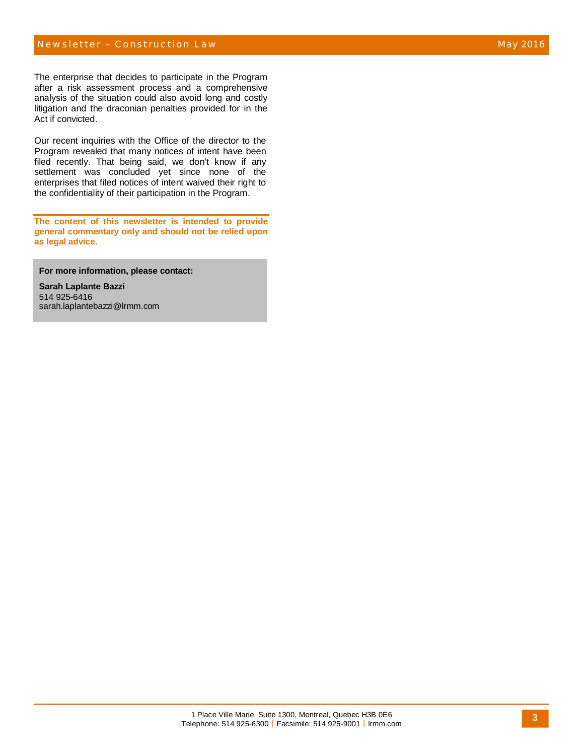The enterprise that decides to participate in the Program after a risk assessment process and a comprehensive analysis of the situation could also avoid long and costly litigation and the draconian penalties provided for in the Act if convicted.

Our recent inquiries with the Office of the director to the Program revealed that many notices of intent have been filed recently. That being said, we don't know if any settlement was concluded yet since none of the enterprises that filed notices of intent waived their right to the confidentiality of their participation in the Program.

**The content of this newsletter is intended to provide general commentary only and should not be relied upon as legal advice.**

**For more information, please contact:**

**Sarah Laplante Bazzi**
514 925-6416
sarah.laplantebazzi@lrmm.com

1 Place Ville Marie, Suite 1300, Montreal, Quebec H3B 0E6
Telephone: 514 925-6300 | Facsimile: 514 925-9001 | lrmm.com